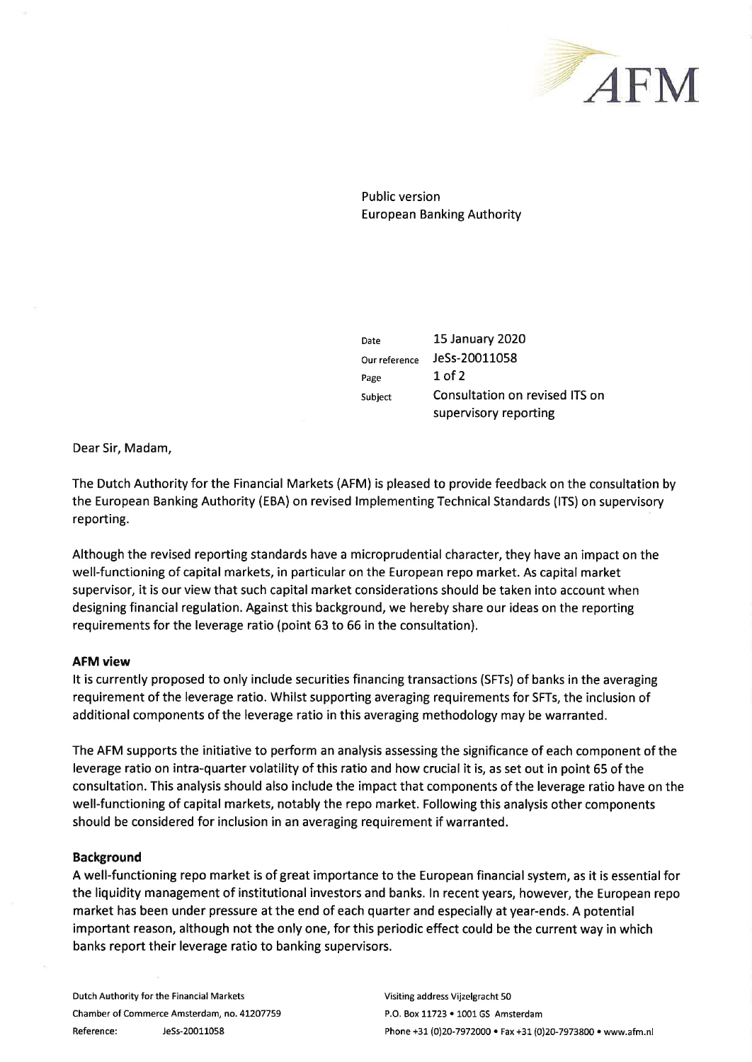AFM

Public version
European Banking Authority

| | |
|---|---|
| Date | 15 January 2020 |
| Our reference | JeSs-20011058 |
| Page | 1 of 2 |
| Subject | Consultation on revised ITS on supervisory reporting |

Dear Sir, Madam,

The Dutch Authority for the Financial Markets (AFM) is pleased to provide feedback on the consultation by the European Banking Authority (EBA) on revised Implementing Technical Standards (ITS) on supervisory reporting.

Although the revised reporting standards have a microprudential character, they have an impact on the well-functioning of capital markets, in particular on the European repo market. As capital market supervisor, it is our view that such capital market considerations should be taken into account when designing financial regulation. Against this background, we hereby share our ideas on the reporting requirements for the leverage ratio (point 63 to 66 in the consultation).

**AFM view**

It is currently proposed to only include securities financing transactions (SFTs) of banks in the averaging requirement of the leverage ratio. Whilst supporting averaging requirements for SFTs, the inclusion of additional components of the leverage ratio in this averaging methodology may be warranted.

The AFM supports the initiative to perform an analysis assessing the significance of each component of the leverage ratio on intra-quarter volatility of this ratio and how crucial it is, as set out in point 65 of the consultation. This analysis should also include the impact that components of the leverage ratio have on the well-functioning of capital markets, notably the repo market. Following this analysis other components should be considered for inclusion in an averaging requirement if warranted.

**Background**

A well-functioning repo market is of great importance to the European financial system, as it is essential for the liquidity management of institutional investors and banks. In recent years, however, the European repo market has been under pressure at the end of each quarter and especially at year-ends. A potential important reason, although not the only one, for this periodic effect could be the current way in which banks report their leverage ratio to banking supervisors.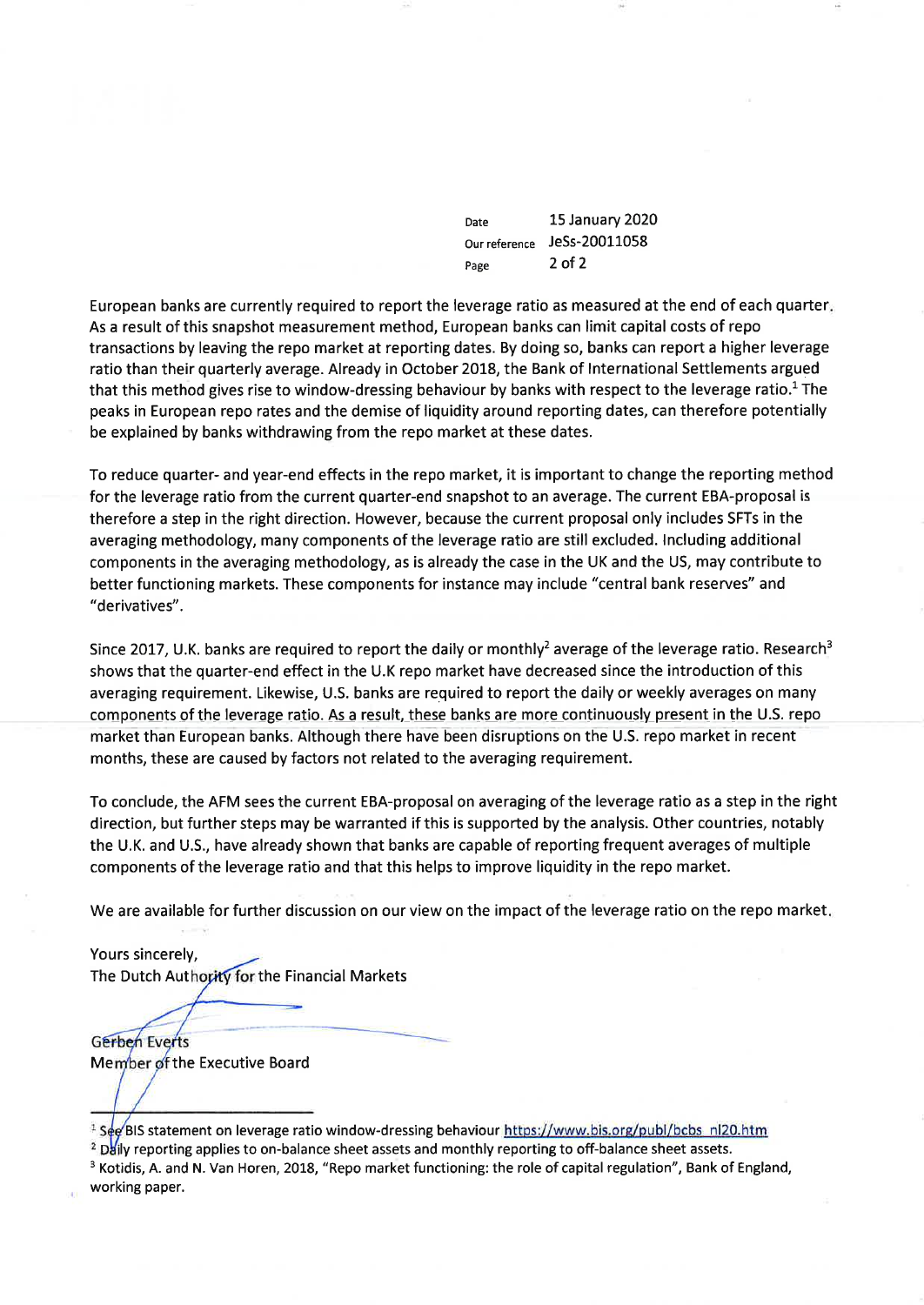| | |
|---|---|
| Date | 15 January 2020 |
| Our reference | JeSs-20011058 |

European banks are currently required to report the leverage ratio as measured at the end of each quarter. As a result of this snapshot measurement method, European banks can limit capital costs of repo transactions by leaving the repo market at reporting dates. By doing so, banks can report a higher leverage ratio than their quarterly average. Already in October 2018, the Bank of International Settlements argued that this method gives rise to window-dressing behaviour by banks with respect to the leverage ratio.[1] The peaks in European repo rates and the demise of liquidity around reporting dates, can therefore potentially be explained by banks withdrawing from the repo market at these dates.

To reduce quarter- and year-end effects in the repo market, it is important to change the reporting method for the leverage ratio from the current quarter-end snapshot to an average. The current EBA-proposal is therefore a step in the right direction. However, because the current proposal only includes SFTs in the averaging methodology, many components of the leverage ratio are still excluded. Including additional components in the averaging methodology, as is already the case in the UK and the US, may contribute to better functioning markets. These components for instance may include "central bank reserves" and "derivatives".

Since 2017, U.K. banks are required to report the daily or monthly[2] average of the leverage ratio. Research[3] shows that the quarter-end effect in the U.K repo market have decreased since the introduction of this averaging requirement. Likewise, U.S. banks are required to report the daily or weekly averages on many components of the leverage ratio. As a result, these banks are more continuously present in the U.S. repo market than European banks. Although there have been disruptions on the U.S. repo market in recent months, these are caused by factors not related to the averaging requirement.

To conclude, the AFM sees the current EBA-proposal on averaging of the leverage ratio as a step in the right direction, but further steps may be warranted if this is supported by the analysis. Other countries, notably the U.K. and U.S., have already shown that banks are capable of reporting frequent averages of multiple components of the leverage ratio and that this helps to improve liquidity in the repo market.

We are available for further discussion on our view on the impact of the leverage ratio on the repo market.

Yours sincerely,
The Dutch Authority for the Financial Markets

Gerben Everts
Member of the Executive Board

---

[1] See BIS statement on leverage ratio window-dressing behaviour https://www.bis.org/publ/bcbs_nl20.htm

[2] Daily reporting applies to on-balance sheet assets and monthly reporting to off-balance sheet assets.

[3] Kotidis, A. and N. Van Horen, 2018, "Repo market functioning: the role of capital regulation", Bank of England, working paper.